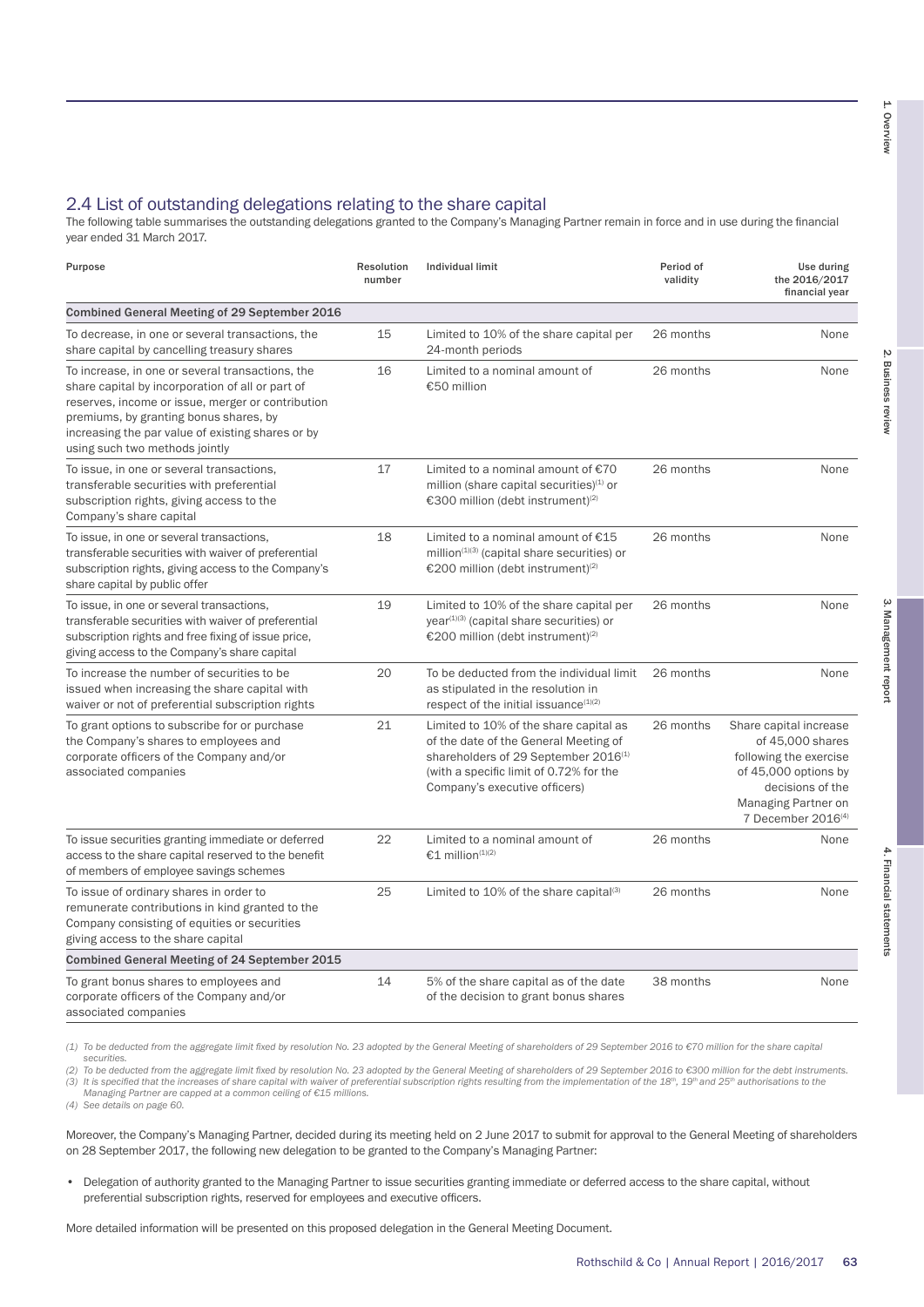## 2.4 List of outstanding delegations relating to the share capital

The following table summarises the outstanding delegations granted to the Company's Managing Partner remain in force and in use during the financial year ended 31 March 2017.

| Purpose | Resolution number | Individual limit | Period of validity | Use during the 2016/2017 financial year |
|---|---|---|---|---|
| **Combined General Meeting of 29 September 2016** | | | | |
| To decrease, in one or several transactions, the share capital by cancelling treasury shares | 15 | Limited to 10% of the share capital per 24-month periods | 26 months | None |
| To increase, in one or several transactions, the share capital by incorporation of all or part of reserves, income or issue, merger or contribution premiums, by granting bonus shares, by increasing the par value of existing shares or by using such two methods jointly | 16 | Limited to a nominal amount of €50 million | 26 months | None |
| To issue, in one or several transactions, transferable securities with preferential subscription rights, giving access to the Company's share capital | 17 | Limited to a nominal amount of €70 million (share capital securities)[1] or €300 million (debt instrument)[2] | 26 months | None |
| To issue, in one or several transactions, transferable securities with waiver of preferential subscription rights, giving access to the Company's share capital by public offer | 18 | Limited to a nominal amount of €15 million[1][3] (capital share securities) or €200 million (debt instrument)[2] | 26 months | None |
| To issue, in one or several transactions, transferable securities with waiver of preferential subscription rights and free fixing of issue price, giving access to the Company's share capital | 19 | Limited to 10% of the share capital per year[1][3] (capital share securities) or €200 million (debt instrument)[2] | 26 months | None |
| To increase the number of securities to be issued when increasing the share capital with waiver or not of preferential subscription rights | 20 | To be deducted from the individual limit as stipulated in the resolution in respect of the initial issuance[1][2] | 26 months | None |
| To grant options to subscribe for or purchase the Company's shares to employees and corporate officers of the Company and/or associated companies | 21 | Limited to 10% of the share capital as of the date of the General Meeting of shareholders of 29 September 2016[1] (with a specific limit of 0.72% for the Company's executive officers) | 26 months | Share capital increase of 45,000 shares following the exercise of 45,000 options by decisions of the Managing Partner on 7 December 2016[4] |
| To issue securities granting immediate or deferred access to the share capital reserved to the benefit of members of employee savings schemes | 22 | Limited to a nominal amount of €1 million[1][2] | 26 months | None |
| To issue of ordinary shares in order to remunerate contributions in kind granted to the Company consisting of equities or securities giving access to the share capital | 25 | Limited to 10% of the share capital[3] | 26 months | None |
| **Combined General Meeting of 24 September 2015** | | | | |
| To grant bonus shares to employees and corporate officers of the Company and/or associated companies | 14 | 5% of the share capital as of the date of the decision to grant bonus shares | 38 months | None |

*(1) To be deducted from the aggregate limit fixed by resolution No. 23 adopted by the General Meeting of shareholders of 29 September 2016 to €70 million for the share capital securities.*
*(2) To be deducted from the aggregate limit fixed by resolution No. 23 adopted by the General Meeting of shareholders of 29 September 2016 to €300 million for the debt instruments.*
*(3) It is specified that the increases of share capital with waiver of preferential subscription rights resulting from the implementation of the 18th, 19th and 25th authorisations to the Managing Partner are capped at a common ceiling of €15 millions.*
*(4) See details on page 60.*

Moreover, the Company's Managing Partner, decided during its meeting held on 2 June 2017 to submit for approval to the General Meeting of shareholders on 28 September 2017, the following new delegation to be granted to the Company's Managing Partner:

- Delegation of authority granted to the Managing Partner to issue securities granting immediate or deferred access to the share capital, without preferential subscription rights, reserved for employees and executive officers.

More detailed information will be presented on this proposed delegation in the General Meeting Document.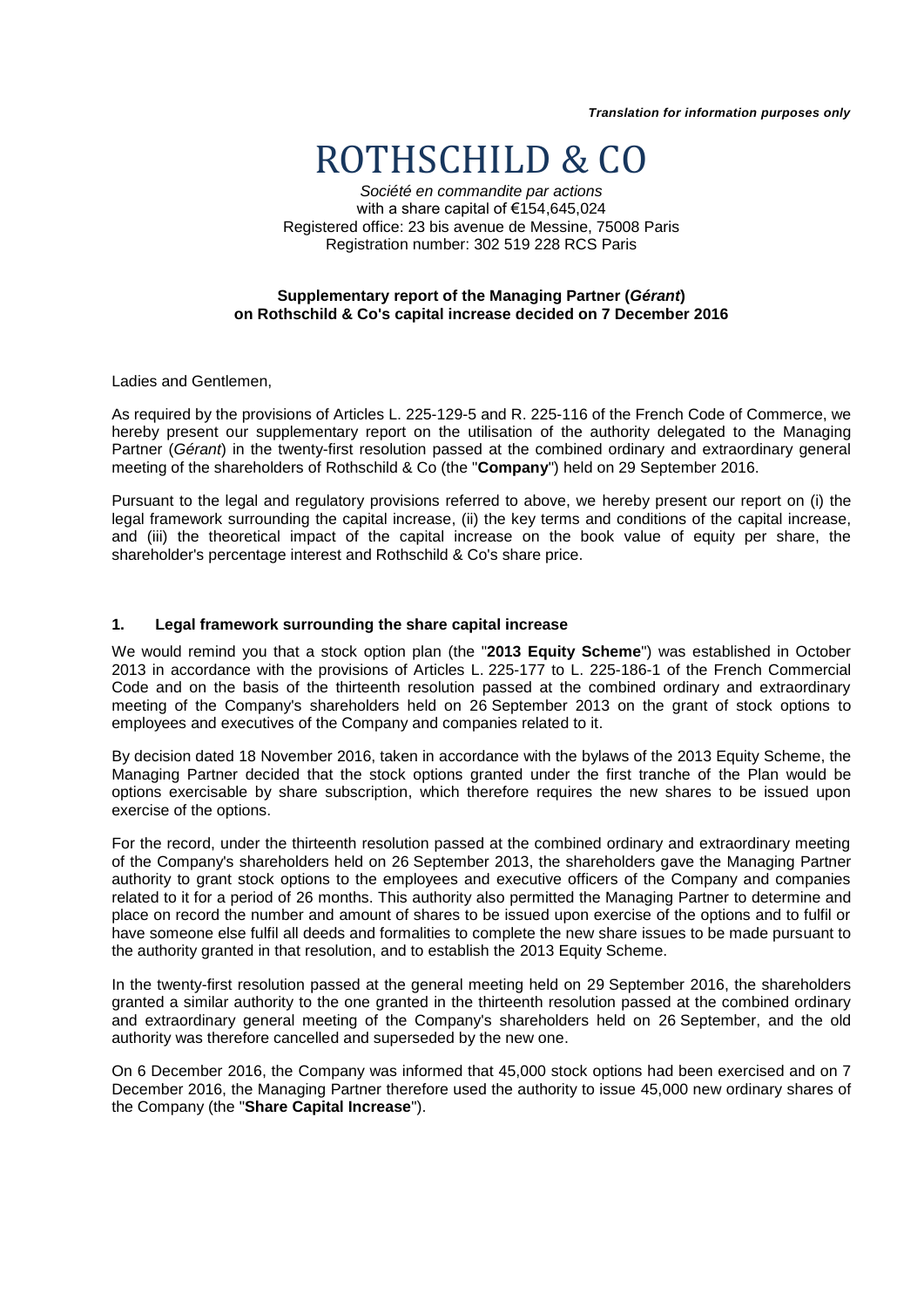*Translation for information purposes only*

# ROTHSCHILD & CO

*Société en commandite par actions*
with a share capital of €154,645,024
Registered office: 23 bis avenue de Messine, 75008 Paris
Registration number: 302 519 228 RCS Paris

**Supplementary report of the Managing Partner (*Gérant*) on Rothschild & Co's capital increase decided on 7 December 2016**

Ladies and Gentlemen,

As required by the provisions of Articles L. 225-129-5 and R. 225-116 of the French Code of Commerce, we hereby present our supplementary report on the utilisation of the authority delegated to the Managing Partner (*Gérant*) in the twenty-first resolution passed at the combined ordinary and extraordinary general meeting of the shareholders of Rothschild & Co (the "**Company**") held on 29 September 2016.

Pursuant to the legal and regulatory provisions referred to above, we hereby present our report on (i) the legal framework surrounding the capital increase, (ii) the key terms and conditions of the capital increase, and (iii) the theoretical impact of the capital increase on the book value of equity per share, the shareholder's percentage interest and Rothschild & Co's share price.

## 1. Legal framework surrounding the share capital increase

We would remind you that a stock option plan (the "**2013 Equity Scheme**") was established in October 2013 in accordance with the provisions of Articles L. 225-177 to L. 225-186-1 of the French Commercial Code and on the basis of the thirteenth resolution passed at the combined ordinary and extraordinary meeting of the Company's shareholders held on 26 September 2013 on the grant of stock options to employees and executives of the Company and companies related to it.

By decision dated 18 November 2016, taken in accordance with the bylaws of the 2013 Equity Scheme, the Managing Partner decided that the stock options granted under the first tranche of the Plan would be options exercisable by share subscription, which therefore requires the new shares to be issued upon exercise of the options.

For the record, under the thirteenth resolution passed at the combined ordinary and extraordinary meeting of the Company's shareholders held on 26 September 2013, the shareholders gave the Managing Partner authority to grant stock options to the employees and executive officers of the Company and companies related to it for a period of 26 months. This authority also permitted the Managing Partner to determine and place on record the number and amount of shares to be issued upon exercise of the options and to fulfil or have someone else fulfil all deeds and formalities to complete the new share issues to be made pursuant to the authority granted in that resolution, and to establish the 2013 Equity Scheme.

In the twenty-first resolution passed at the general meeting held on 29 September 2016, the shareholders granted a similar authority to the one granted in the thirteenth resolution passed at the combined ordinary and extraordinary general meeting of the Company's shareholders held on 26 September, and the old authority was therefore cancelled and superseded by the new one.

On 6 December 2016, the Company was informed that 45,000 stock options had been exercised and on 7 December 2016, the Managing Partner therefore used the authority to issue 45,000 new ordinary shares of the Company (the "**Share Capital Increase**").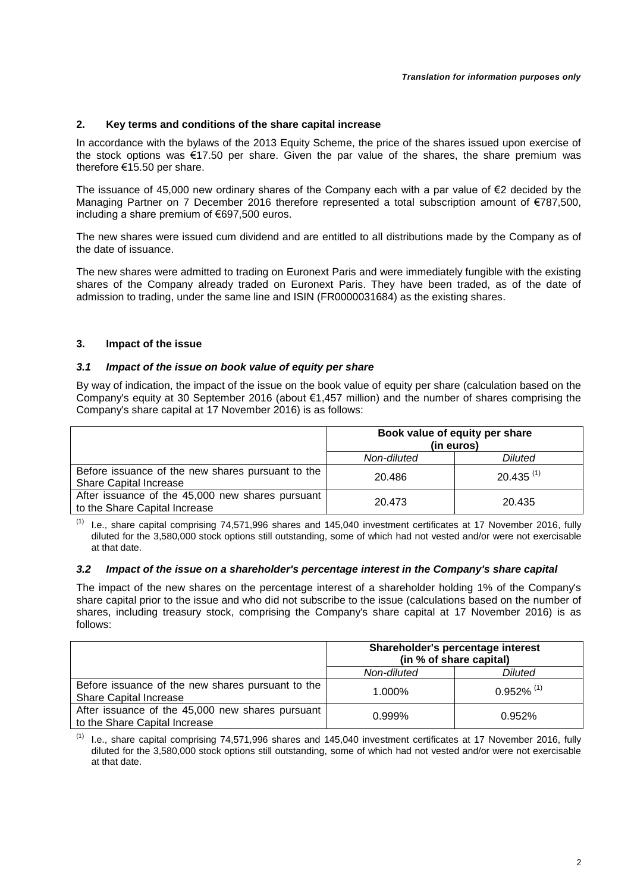*Translation for information purposes only*

## 2. Key terms and conditions of the share capital increase

In accordance with the bylaws of the 2013 Equity Scheme, the price of the shares issued upon exercise of the stock options was €17.50 per share. Given the par value of the shares, the share premium was therefore €15.50 per share.

The issuance of 45,000 new ordinary shares of the Company each with a par value of €2 decided by the Managing Partner on 7 December 2016 therefore represented a total subscription amount of €787,500, including a share premium of €697,500 euros.

The new shares were issued cum dividend and are entitled to all distributions made by the Company as of the date of issuance.

The new shares were admitted to trading on Euronext Paris and were immediately fungible with the existing shares of the Company already traded on Euronext Paris. They have been traded, as of the date of admission to trading, under the same line and ISIN (FR0000031684) as the existing shares.

## 3. Impact of the issue

### *3.1 Impact of the issue on book value of equity per share*

By way of indication, the impact of the issue on the book value of equity per share (calculation based on the Company's equity at 30 September 2016 (about €1,457 million) and the number of shares comprising the Company's share capital at 17 November 2016) is as follows:

| | **Book value of equity per share (in euros)** | |
|---|---|---|
| | *Non-diluted* | *Diluted* |
| Before issuance of the new shares pursuant to the Share Capital Increase | 20.486 | 20.435 [1] |
| After issuance of the 45,000 new shares pursuant to the Share Capital Increase | 20.473 | 20.435 |

[1] I.e., share capital comprising 74,571,996 shares and 145,040 investment certificates at 17 November 2016, fully diluted for the 3,580,000 stock options still outstanding, some of which had not vested and/or were not exercisable at that date.

### *3.2 Impact of the issue on a shareholder's percentage interest in the Company's share capital*

The impact of the new shares on the percentage interest of a shareholder holding 1% of the Company's share capital prior to the issue and who did not subscribe to the issue (calculations based on the number of shares, including treasury stock, comprising the Company's share capital at 17 November 2016) is as follows:

| | **Shareholder's percentage interest (in % of share capital)** | |
|---|---|---|
| | *Non-diluted* | *Diluted* |
| Before issuance of the new shares pursuant to the Share Capital Increase | 1.000% | 0.952% [1] |
| After issuance of the 45,000 new shares pursuant to the Share Capital Increase | 0.999% | 0.952% |

[1] I.e., share capital comprising 74,571,996 shares and 145,040 investment certificates at 17 November 2016, fully diluted for the 3,580,000 stock options still outstanding, some of which had not vested and/or were not exercisable at that date.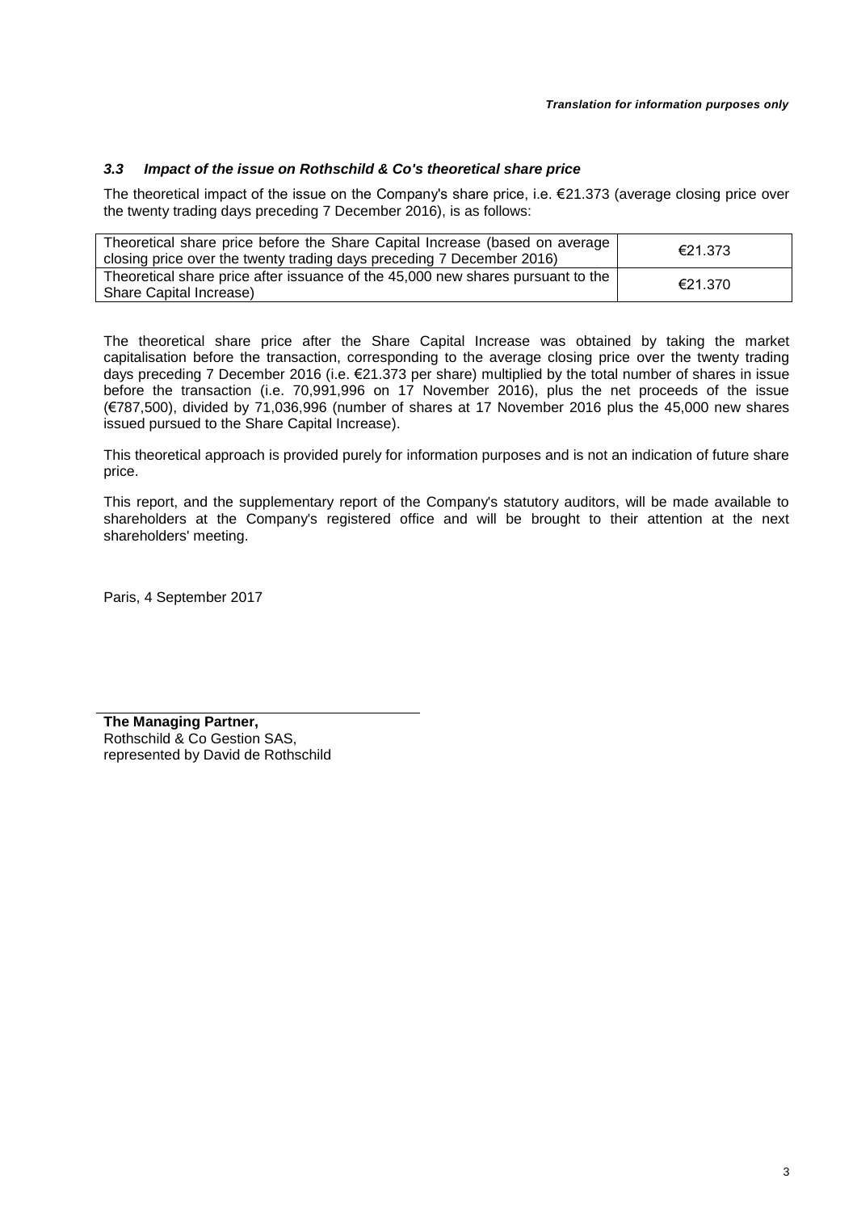*Translation for information purposes only*

### *3.3 Impact of the issue on Rothschild & Co's theoretical share price*

The theoretical impact of the issue on the Company's share price, i.e. €21.373 (average closing price over the twenty trading days preceding 7 December 2016), is as follows:

| | |
|---|---|
| Theoretical share price before the Share Capital Increase (based on average closing price over the twenty trading days preceding 7 December 2016) | €21.373 |
| Theoretical share price after issuance of the 45,000 new shares pursuant to the Share Capital Increase) | €21.370 |

The theoretical share price after the Share Capital Increase was obtained by taking the market capitalisation before the transaction, corresponding to the average closing price over the twenty trading days preceding 7 December 2016 (i.e. €21.373 per share) multiplied by the total number of shares in issue before the transaction (i.e. 70,991,996 on 17 November 2016), plus the net proceeds of the issue (€787,500), divided by 71,036,996 (number of shares at 17 November 2016 plus the 45,000 new shares issued pursued to the Share Capital Increase).

This theoretical approach is provided purely for information purposes and is not an indication of future share price.

This report, and the supplementary report of the Company's statutory auditors, will be made available to shareholders at the Company's registered office and will be brought to their attention at the next shareholders' meeting.

Paris, 4 September 2017

**The Managing Partner,**
Rothschild & Co Gestion SAS,
represented by David de Rothschild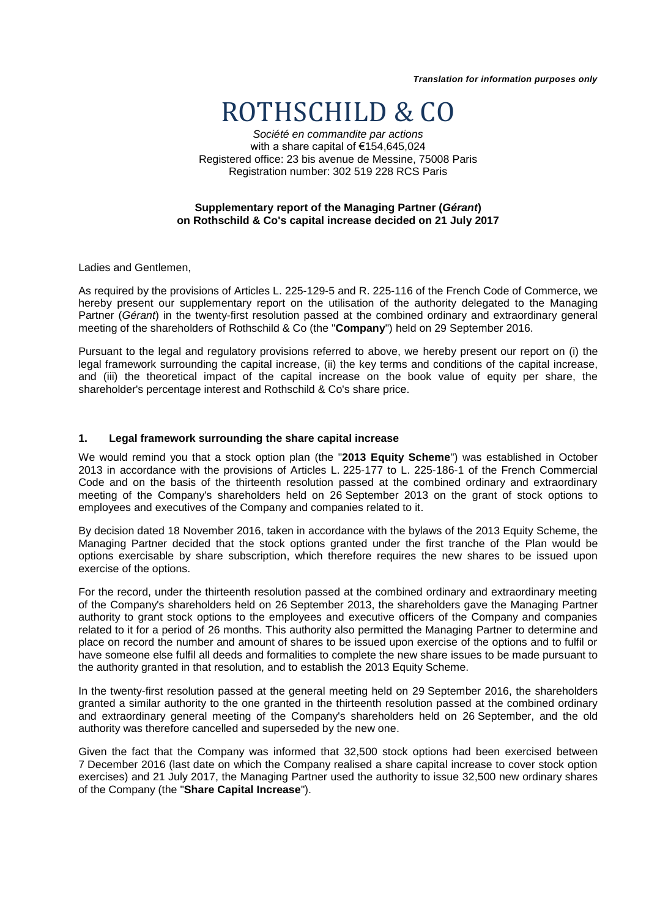*Translation for information purposes only*

# ROTHSCHILD & CO

*Société en commandite par actions*
with a share capital of €154,645,024
Registered office: 23 bis avenue de Messine, 75008 Paris
Registration number: 302 519 228 RCS Paris

**Supplementary report of the Managing Partner (*Gérant*) on Rothschild & Co's capital increase decided on 21 July 2017**

Ladies and Gentlemen,

As required by the provisions of Articles L. 225-129-5 and R. 225-116 of the French Code of Commerce, we hereby present our supplementary report on the utilisation of the authority delegated to the Managing Partner (*Gérant*) in the twenty-first resolution passed at the combined ordinary and extraordinary general meeting of the shareholders of Rothschild & Co (the "**Company**") held on 29 September 2016.

Pursuant to the legal and regulatory provisions referred to above, we hereby present our report on (i) the legal framework surrounding the capital increase, (ii) the key terms and conditions of the capital increase, and (iii) the theoretical impact of the capital increase on the book value of equity per share, the shareholder's percentage interest and Rothschild & Co's share price.

## 1. Legal framework surrounding the share capital increase

We would remind you that a stock option plan (the "**2013 Equity Scheme**") was established in October 2013 in accordance with the provisions of Articles L. 225-177 to L. 225-186-1 of the French Commercial Code and on the basis of the thirteenth resolution passed at the combined ordinary and extraordinary meeting of the Company's shareholders held on 26 September 2013 on the grant of stock options to employees and executives of the Company and companies related to it.

By decision dated 18 November 2016, taken in accordance with the bylaws of the 2013 Equity Scheme, the Managing Partner decided that the stock options granted under the first tranche of the Plan would be options exercisable by share subscription, which therefore requires the new shares to be issued upon exercise of the options.

For the record, under the thirteenth resolution passed at the combined ordinary and extraordinary meeting of the Company's shareholders held on 26 September 2013, the shareholders gave the Managing Partner authority to grant stock options to the employees and executive officers of the Company and companies related to it for a period of 26 months. This authority also permitted the Managing Partner to determine and place on record the number and amount of shares to be issued upon exercise of the options and to fulfil or have someone else fulfil all deeds and formalities to complete the new share issues to be made pursuant to the authority granted in that resolution, and to establish the 2013 Equity Scheme.

In the twenty-first resolution passed at the general meeting held on 29 September 2016, the shareholders granted a similar authority to the one granted in the thirteenth resolution passed at the combined ordinary and extraordinary general meeting of the Company's shareholders held on 26 September, and the old authority was therefore cancelled and superseded by the new one.

Given the fact that the Company was informed that 32,500 stock options had been exercised between 7 December 2016 (last date on which the Company realised a share capital increase to cover stock option exercises) and 21 July 2017, the Managing Partner used the authority to issue 32,500 new ordinary shares of the Company (the "**Share Capital Increase**").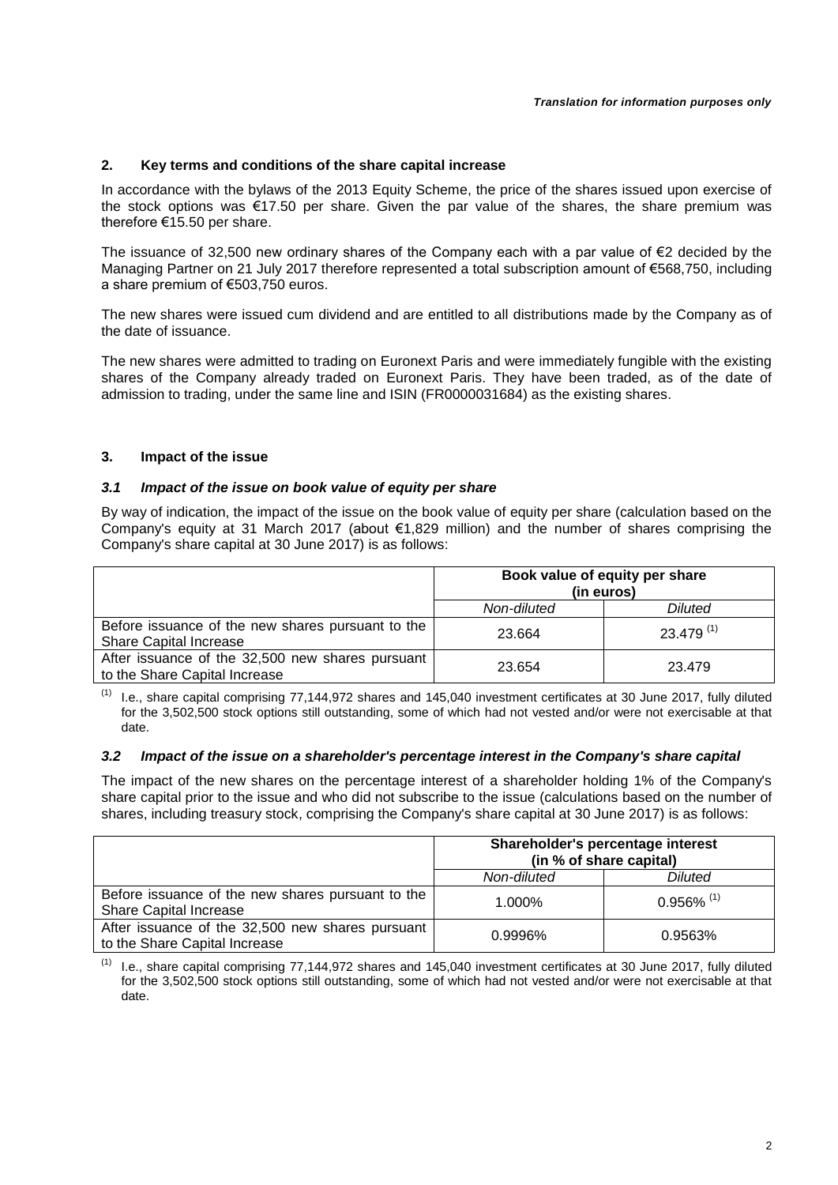*Translation for information purposes only*

## 2. Key terms and conditions of the share capital increase

In accordance with the bylaws of the 2013 Equity Scheme, the price of the shares issued upon exercise of the stock options was €17.50 per share. Given the par value of the shares, the share premium was therefore €15.50 per share.

The issuance of 32,500 new ordinary shares of the Company each with a par value of €2 decided by the Managing Partner on 21 July 2017 therefore represented a total subscription amount of €568,750, including a share premium of €503,750 euros.

The new shares were issued cum dividend and are entitled to all distributions made by the Company as of the date of issuance.

The new shares were admitted to trading on Euronext Paris and were immediately fungible with the existing shares of the Company already traded on Euronext Paris. They have been traded, as of the date of admission to trading, under the same line and ISIN (FR0000031684) as the existing shares.

## 3. Impact of the issue

### *3.1 Impact of the issue on book value of equity per share*

By way of indication, the impact of the issue on the book value of equity per share (calculation based on the Company's equity at 31 March 2017 (about €1,829 million) and the number of shares comprising the Company's share capital at 30 June 2017) is as follows:

| | **Book value of equity per share (in euros)** | |
|---|---|---|
| | *Non-diluted* | *Diluted* |
| Before issuance of the new shares pursuant to the Share Capital Increase | 23.664 | 23.479 [(1)] |
| After issuance of the 32,500 new shares pursuant to the Share Capital Increase | 23.654 | 23.479 |

[(1)] I.e., share capital comprising 77,144,972 shares and 145,040 investment certificates at 30 June 2017, fully diluted for the 3,502,500 stock options still outstanding, some of which had not vested and/or were not exercisable at that date.

### *3.2 Impact of the issue on a shareholder's percentage interest in the Company's share capital*

The impact of the new shares on the percentage interest of a shareholder holding 1% of the Company's share capital prior to the issue and who did not subscribe to the issue (calculations based on the number of shares, including treasury stock, comprising the Company's share capital at 30 June 2017) is as follows:

| | **Shareholder's percentage interest (in % of share capital)** | |
|---|---|---|
| | *Non-diluted* | *Diluted* |
| Before issuance of the new shares pursuant to the Share Capital Increase | 1.000% | 0.956% [(1)] |
| After issuance of the 32,500 new shares pursuant to the Share Capital Increase | 0.9996% | 0.9563% |

[(1)] I.e., share capital comprising 77,144,972 shares and 145,040 investment certificates at 30 June 2017, fully diluted for the 3,502,500 stock options still outstanding, some of which had not vested and/or were not exercisable at that date.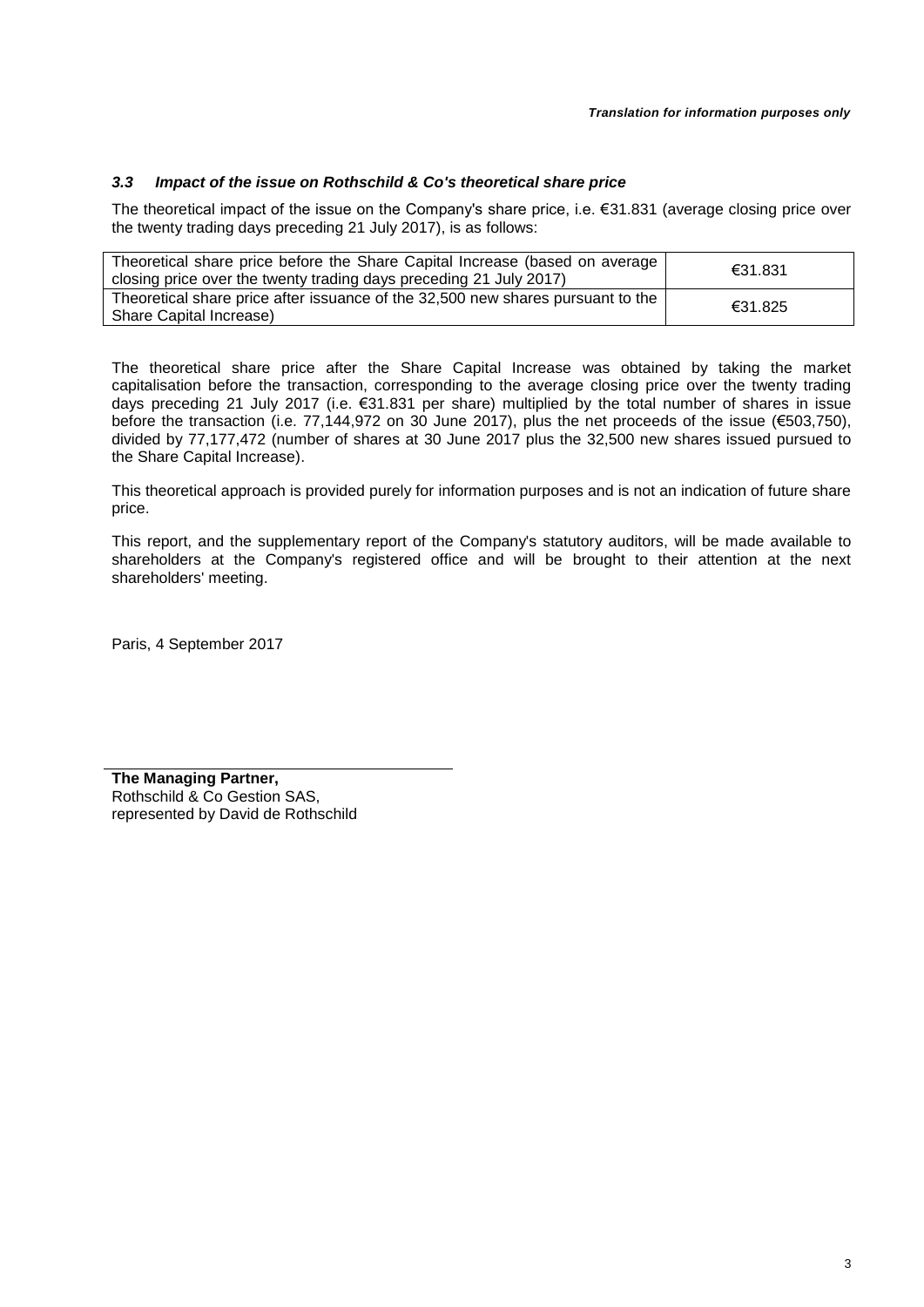*Translation for information purposes only*

### *3.3 Impact of the issue on Rothschild & Co's theoretical share price*

The theoretical impact of the issue on the Company's share price, i.e. €31.831 (average closing price over the twenty trading days preceding 21 July 2017), is as follows:

| | |
|---|---|
| Theoretical share price before the Share Capital Increase (based on average closing price over the twenty trading days preceding 21 July 2017) | €31.831 |
| Theoretical share price after issuance of the 32,500 new shares pursuant to the Share Capital Increase) | €31.825 |

The theoretical share price after the Share Capital Increase was obtained by taking the market capitalisation before the transaction, corresponding to the average closing price over the twenty trading days preceding 21 July 2017 (i.e. €31.831 per share) multiplied by the total number of shares in issue before the transaction (i.e. 77,144,972 on 30 June 2017), plus the net proceeds of the issue (€503,750), divided by 77,177,472 (number of shares at 30 June 2017 plus the 32,500 new shares issued pursued to the Share Capital Increase).

This theoretical approach is provided purely for information purposes and is not an indication of future share price.

This report, and the supplementary report of the Company's statutory auditors, will be made available to shareholders at the Company's registered office and will be brought to their attention at the next shareholders' meeting.

Paris, 4 September 2017

**The Managing Partner,**
Rothschild & Co Gestion SAS,
represented by David de Rothschild